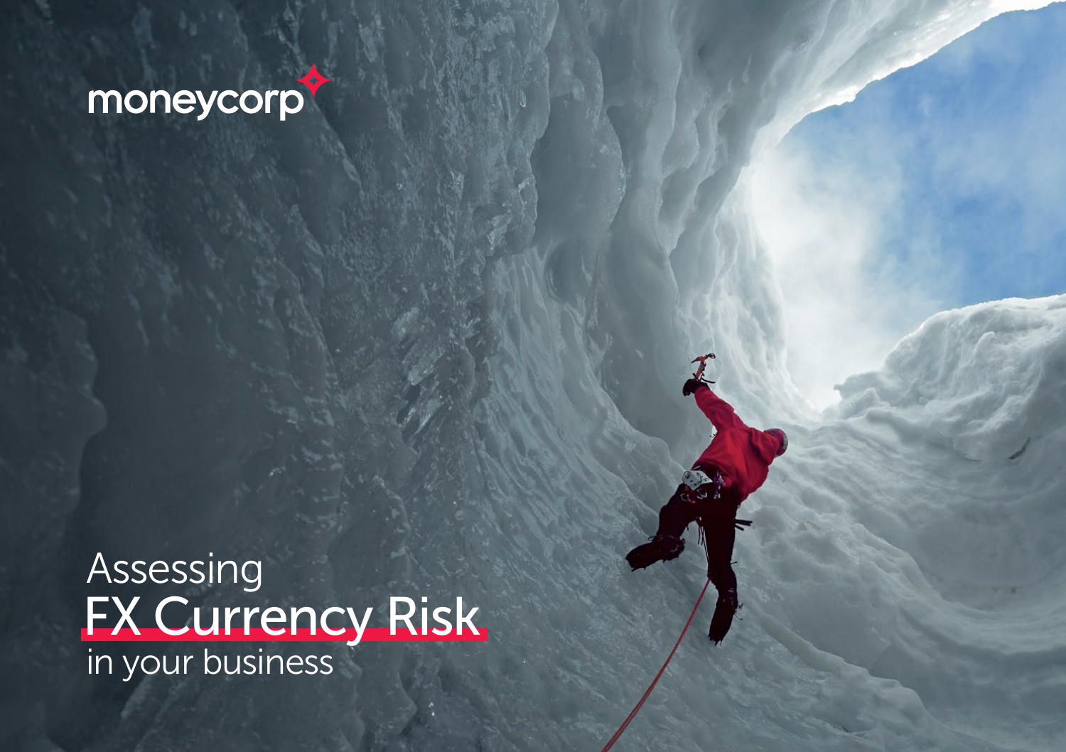moneycorp

# Assessing FX Currency Risk in your business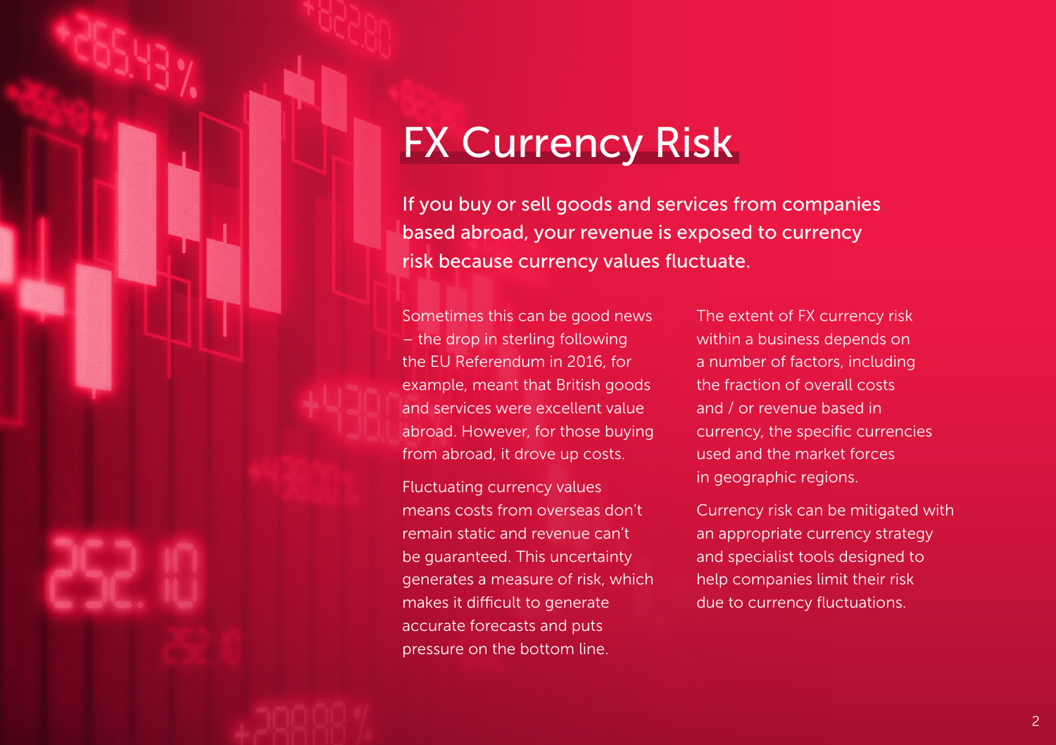# FX Currency Risk

**If you buy or sell goods and services from companies based abroad, your revenue is exposed to currency risk because currency values fluctuate.**

Sometimes this can be good news – the drop in sterling following the EU Referendum in 2016, for example, meant that British goods and services were excellent value abroad. However, for those buying from abroad, it drove up costs.

Fluctuating currency values means costs from overseas don't remain static and revenue can't be guaranteed. This uncertainty generates a measure of risk, which makes it difficult to generate accurate forecasts and puts pressure on the bottom line.

The extent of FX currency risk within a business depends on a number of factors, including the fraction of overall costs and / or revenue based in currency, the specific currencies used and the market forces in geographic regions.

Currency risk can be mitigated with an appropriate currency strategy and specialist tools designed to help companies limit their risk due to currency fluctuations.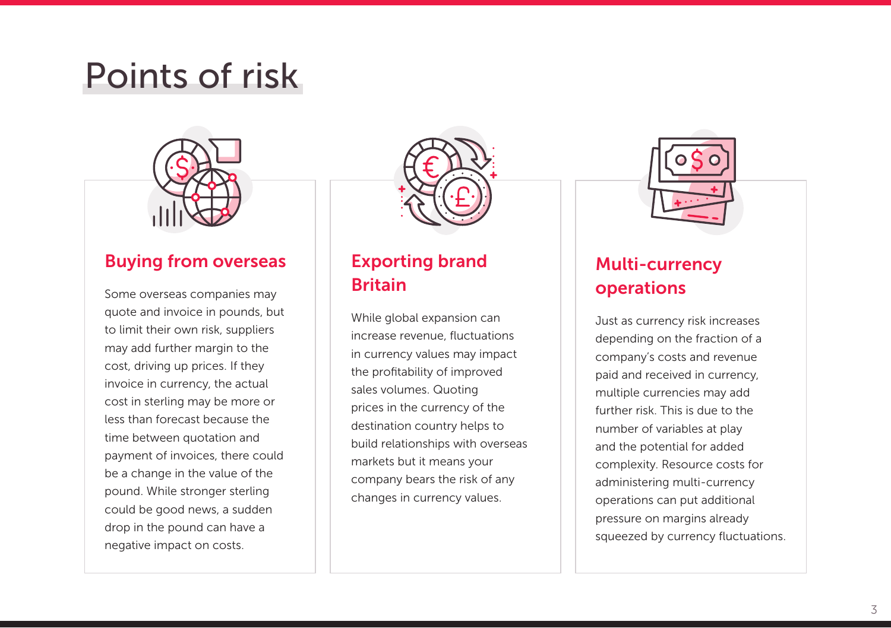# Points of risk

## Buying from overseas

Some overseas companies may quote and invoice in pounds, but to limit their own risk, suppliers may add further margin to the cost, driving up prices. If they invoice in currency, the actual cost in sterling may be more or less than forecast because the time between quotation and payment of invoices, there could be a change in the value of the pound. While stronger sterling could be good news, a sudden drop in the pound can have a negative impact on costs.

## Exporting brand Britain

While global expansion can increase revenue, fluctuations in currency values may impact the profitability of improved sales volumes. Quoting prices in the currency of the destination country helps to build relationships with overseas markets but it means your company bears the risk of any changes in currency values.

## Multi-currency operations

Just as currency risk increases depending on the fraction of a company's costs and revenue paid and received in currency, multiple currencies may add further risk. This is due to the number of variables at play and the potential for added complexity. Resource costs for administering multi-currency operations can put additional pressure on margins already squeezed by currency fluctuations.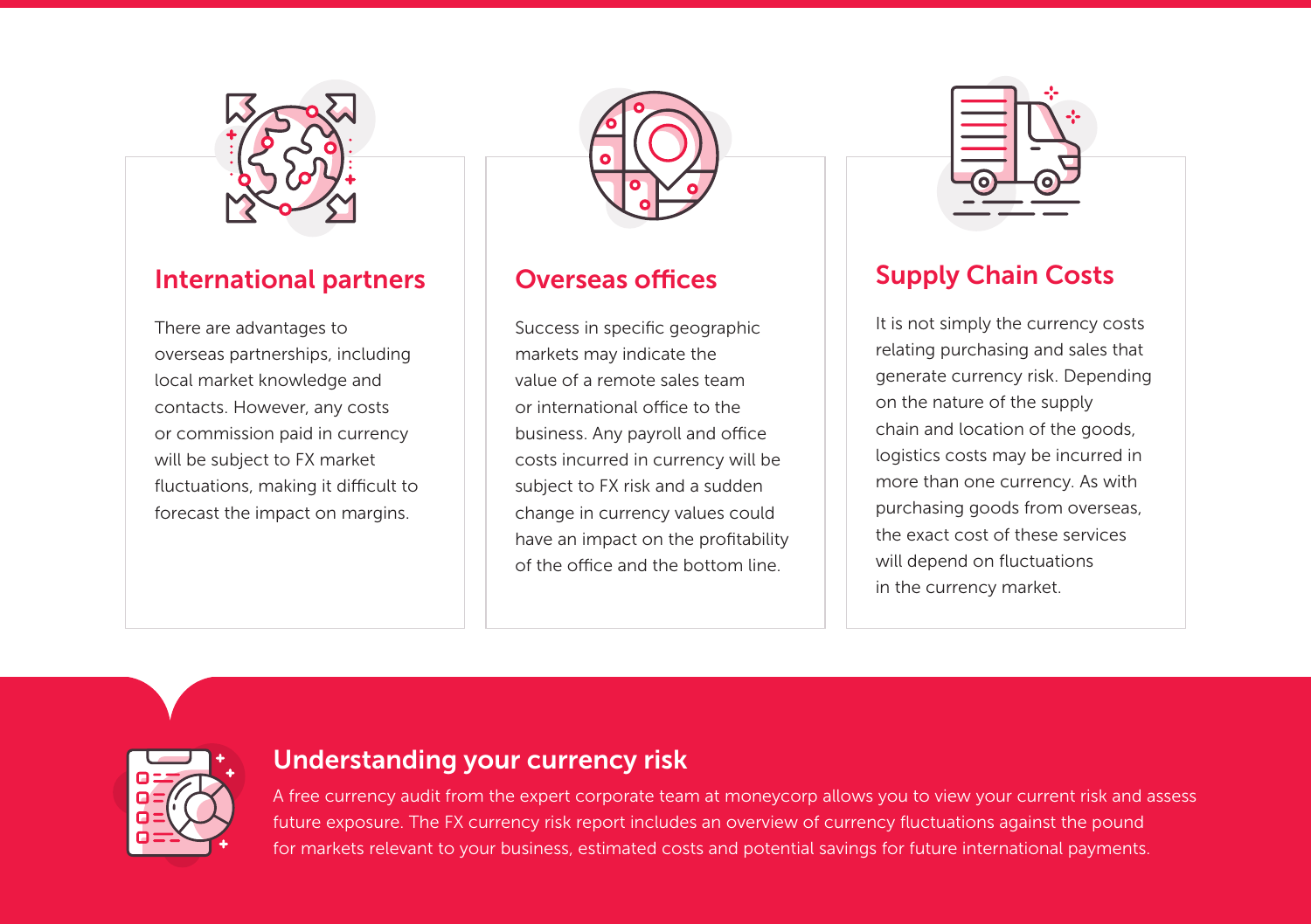## International partners

There are advantages to overseas partnerships, including local market knowledge and contacts. However, any costs or commission paid in currency will be subject to FX market fluctuations, making it difficult to forecast the impact on margins.

## Overseas offices

Success in specific geographic markets may indicate the value of a remote sales team or international office to the business. Any payroll and office costs incurred in currency will be subject to FX risk and a sudden change in currency values could have an impact on the profitability of the office and the bottom line.

## Supply Chain Costs

It is not simply the currency costs relating purchasing and sales that generate currency risk. Depending on the nature of the supply chain and location of the goods, logistics costs may be incurred in more than one currency. As with purchasing goods from overseas, the exact cost of these services will depend on fluctuations in the currency market.

## Understanding your currency risk

A free currency audit from the expert corporate team at moneycorp allows you to view your current risk and assess future exposure. The FX currency risk report includes an overview of currency fluctuations against the pound for markets relevant to your business, estimated costs and potential savings for future international payments.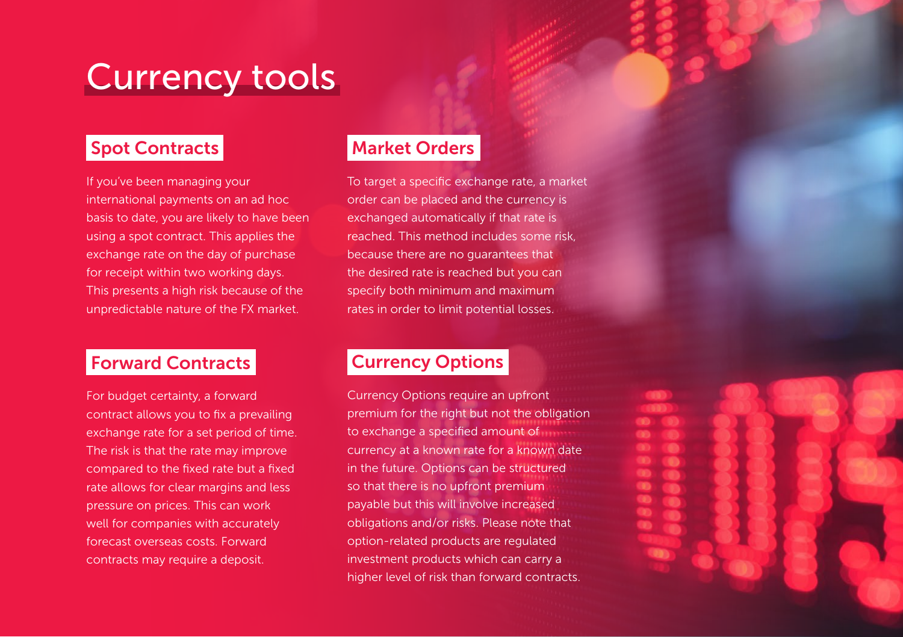# Currency tools

## Spot Contracts

If you've been managing your international payments on an ad hoc basis to date, you are likely to have been using a spot contract. This applies the exchange rate on the day of purchase for receipt within two working days. This presents a high risk because of the unpredictable nature of the FX market.

## Forward Contracts

For budget certainty, a forward contract allows you to fix a prevailing exchange rate for a set period of time. The risk is that the rate may improve compared to the fixed rate but a fixed rate allows for clear margins and less pressure on prices. This can work well for companies with accurately forecast overseas costs. Forward contracts may require a deposit.

## Market Orders

To target a specific exchange rate, a market order can be placed and the currency is exchanged automatically if that rate is reached. This method includes some risk, because there are no guarantees that the desired rate is reached but you can specify both minimum and maximum rates in order to limit potential losses.

## Currency Options

Currency Options require an upfront premium for the right but not the obligation to exchange a specified amount of currency at a known rate for a known date in the future. Options can be structured so that there is no upfront premium payable but this will involve increased obligations and/or risks. Please note that option-related products are regulated investment products which can carry a higher level of risk than forward contracts.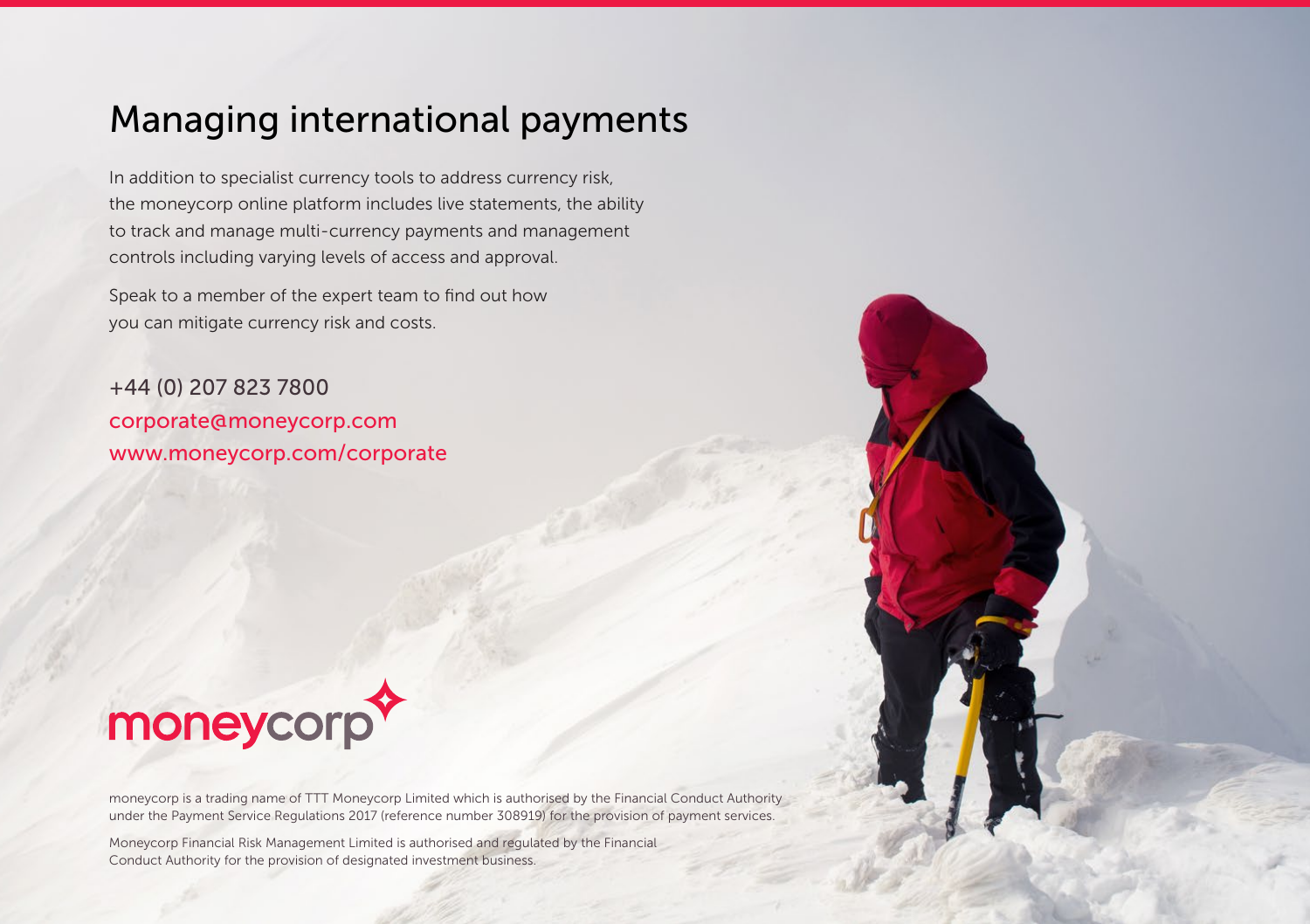# Managing international payments

In addition to specialist currency tools to address currency risk, the moneycorp online platform includes live statements, the ability to track and manage multi-currency payments and management controls including varying levels of access and approval.

Speak to a member of the expert team to find out how you can mitigate currency risk and costs.

+44 (0) 207 823 7800
corporate@moneycorp.com
www.moneycorp.com/corporate

moneycorp

moneycorp is a trading name of TTT Moneycorp Limited which is authorised by the Financial Conduct Authority under the Payment Service Regulations 2017 (reference number 308919) for the provision of payment services.

Moneycorp Financial Risk Management Limited is authorised and regulated by the Financial Conduct Authority for the provision of designated investment business.